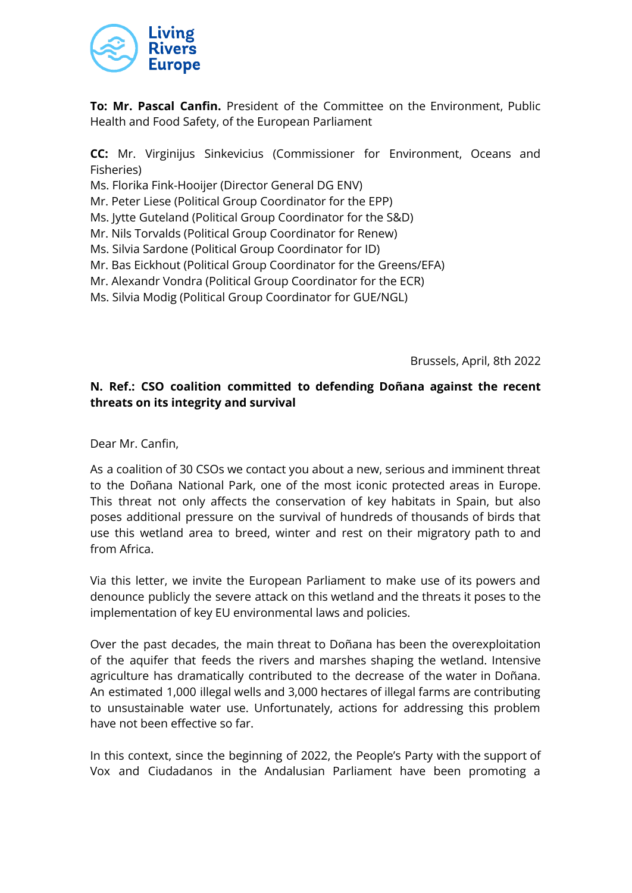Living Rivers Europe

**To: Mr. Pascal Canfin.** President of the Committee on the Environment, Public Health and Food Safety, of the European Parliament

**CC:** Mr. Virginijus Sinkevicius (Commissioner for Environment, Oceans and Fisheries)
Ms. Florika Fink-Hooijer (Director General DG ENV)
Mr. Peter Liese (Political Group Coordinator for the EPP)
Ms. Jytte Guteland (Political Group Coordinator for the S&D)
Mr. Nils Torvalds (Political Group Coordinator for Renew)
Ms. Silvia Sardone (Political Group Coordinator for ID)
Mr. Bas Eickhout (Political Group Coordinator for the Greens/EFA)
Mr. Alexandr Vondra (Political Group Coordinator for the ECR)
Ms. Silvia Modig (Political Group Coordinator for GUE/NGL)

Brussels, April, 8th 2022

**N. Ref.: CSO coalition committed to defending Doñana against the recent threats on its integrity and survival**

Dear Mr. Canfin,

As a coalition of 30 CSOs we contact you about a new, serious and imminent threat to the Doñana National Park, one of the most iconic protected areas in Europe. This threat not only affects the conservation of key habitats in Spain, but also poses additional pressure on the survival of hundreds of thousands of birds that use this wetland area to breed, winter and rest on their migratory path to and from Africa.

Via this letter, we invite the European Parliament to make use of its powers and denounce publicly the severe attack on this wetland and the threats it poses to the implementation of key EU environmental laws and policies.

Over the past decades, the main threat to Doñana has been the overexploitation of the aquifer that feeds the rivers and marshes shaping the wetland. Intensive agriculture has dramatically contributed to the decrease of the water in Doñana. An estimated 1,000 illegal wells and 3,000 hectares of illegal farms are contributing to unsustainable water use. Unfortunately, actions for addressing this problem have not been effective so far.

In this context, since the beginning of 2022, the People's Party with the support of Vox and Ciudadanos in the Andalusian Parliament have been promoting a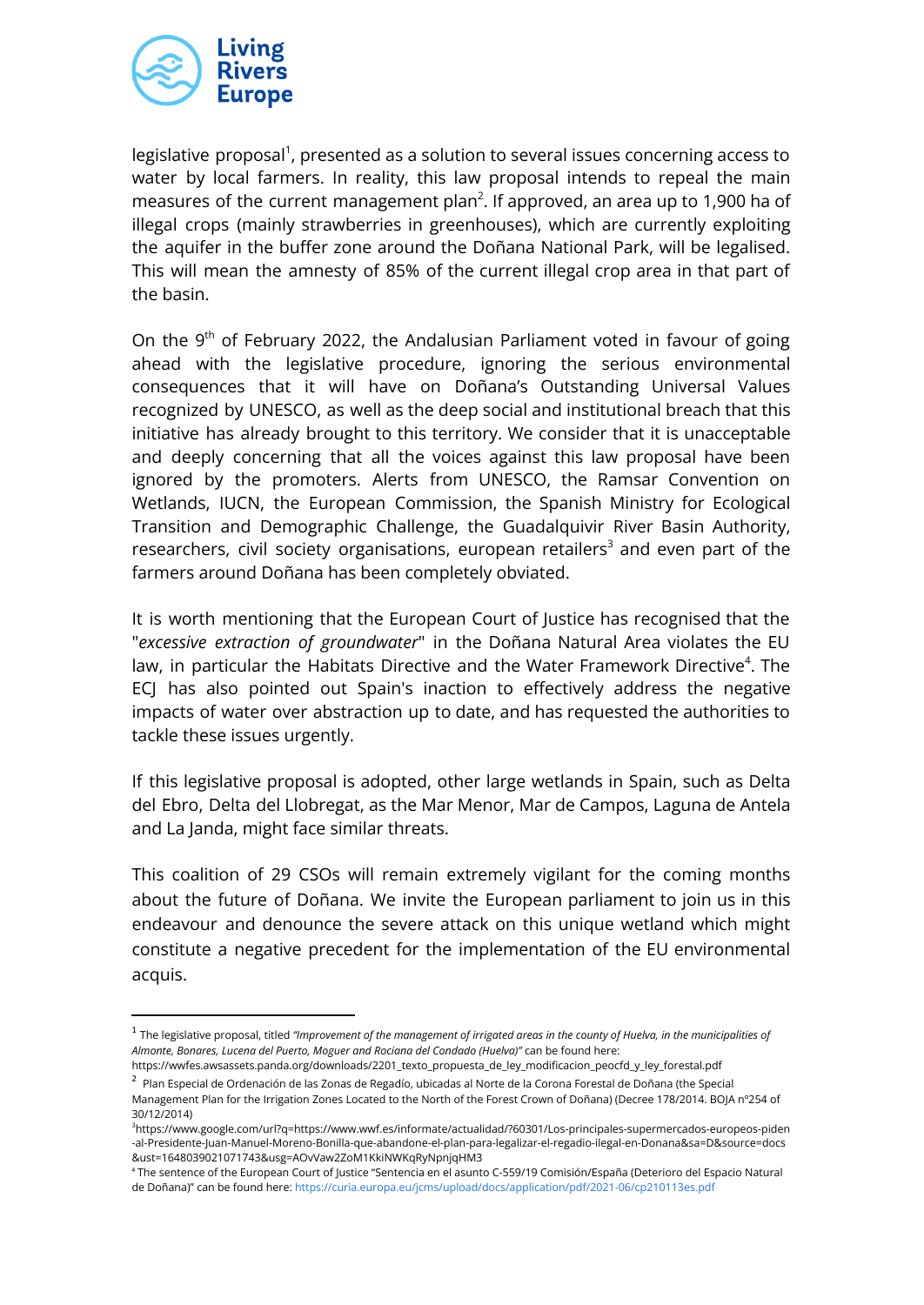legislative proposal[1], presented as a solution to several issues concerning access to water by local farmers. In reality, this law proposal intends to repeal the main measures of the current management plan[2]. If approved, an area up to 1,900 ha of illegal crops (mainly strawberries in greenhouses), which are currently exploiting the aquifer in the buffer zone around the Doñana National Park, will be legalised. This will mean the amnesty of 85% of the current illegal crop area in that part of the basin.

On the 9th of February 2022, the Andalusian Parliament voted in favour of going ahead with the legislative procedure, ignoring the serious environmental consequences that it will have on Doñana's Outstanding Universal Values recognized by UNESCO, as well as the deep social and institutional breach that this initiative has already brought to this territory. We consider that it is unacceptable and deeply concerning that all the voices against this law proposal have been ignored by the promoters. Alerts from UNESCO, the Ramsar Convention on Wetlands, IUCN, the European Commission, the Spanish Ministry for Ecological Transition and Demographic Challenge, the Guadalquivir River Basin Authority, researchers, civil society organisations, european retailers[3] and even part of the farmers around Doñana has been completely obviated.

It is worth mentioning that the European Court of Justice has recognised that the "*excessive extraction of groundwater*" in the Doñana Natural Area violates the EU law, in particular the Habitats Directive and the Water Framework Directive[4]. The ECJ has also pointed out Spain's inaction to effectively address the negative impacts of water over abstraction up to date, and has requested the authorities to tackle these issues urgently.

If this legislative proposal is adopted, other large wetlands in Spain, such as Delta del Ebro, Delta del Llobregat, as the Mar Menor, Mar de Campos, Laguna de Antela and La Janda, might face similar threats.

This coalition of 29 CSOs will remain extremely vigilant for the coming months about the future of Doñana. We invite the European parliament to join us in this endeavour and denounce the severe attack on this unique wetland which might constitute a negative precedent for the implementation of the EU environmental acquis.

---

[1] The legislative proposal, titled *"Improvement of the management of irrigated areas in the county of Huelva, in the municipalities of Almonte, Bonares, Lucena del Puerto, Moguer and Rociana del Condado (Huelva)"* can be found here: https://wwfes.awsassets.panda.org/downloads/2201_texto_propuesta_de_ley_modificacion_peocfd_y_ley_forestal.pdf

[2] Plan Especial de Ordenación de las Zonas de Regadío, ubicadas al Norte de la Corona Forestal de Doñana (the Special Management Plan for the Irrigation Zones Located to the North of the Forest Crown of Doñana) (Decree 178/2014. BOJA nº254 of 30/12/2014)

[3] https://www.google.com/url?q=https://www.wwf.es/informate/actualidad/?60301/Los-principales-supermercados-europeos-piden-al-Presidente-Juan-Manuel-Moreno-Bonilla-que-abandone-el-plan-para-legalizar-el-regadio-ilegal-en-Donana&sa=D&source=docs&ust=1648039021071743&usg=AOvVaw2ZoM1KkiNWKqRyNpnjqHM3

[4] The sentence of the European Court of Justice "Sentencia en el asunto C-559/19 Comisión/España (Deterioro del Espacio Natural de Doñana)" can be found here: https://curia.europa.eu/jcms/upload/docs/application/pdf/2021-06/cp210113es.pdf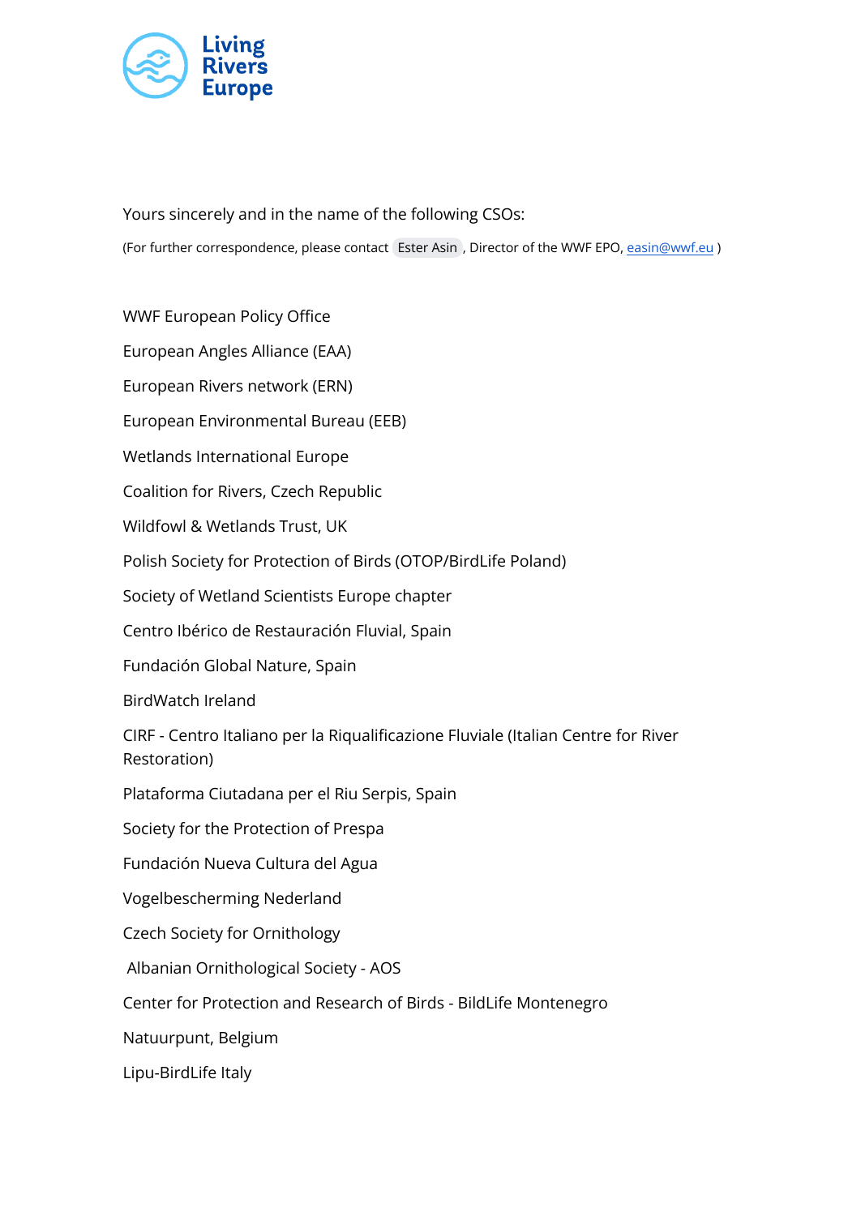Yours sincerely and in the name of the following CSOs:

(For further correspondence, please contact Ester Asin, Director of the WWF EPO, easin@wwf.eu )

WWF European Policy Office

European Angles Alliance (EAA)

European Rivers network (ERN)

European Environmental Bureau (EEB)

Wetlands International Europe

Coalition for Rivers, Czech Republic

Wildfowl & Wetlands Trust, UK

Polish Society for Protection of Birds (OTOP/BirdLife Poland)

Society of Wetland Scientists Europe chapter

Centro Ibérico de Restauración Fluvial, Spain

Fundación Global Nature, Spain

BirdWatch Ireland

CIRF - Centro Italiano per la Riqualificazione Fluviale (Italian Centre for River Restoration)

Plataforma Ciutadana per el Riu Serpis, Spain

Society for the Protection of Prespa

Fundación Nueva Cultura del Agua

Vogelbescherming Nederland

Czech Society for Ornithology

Albanian Ornithological Society - AOS

Center for Protection and Research of Birds - BildLife Montenegro

Natuurpunt, Belgium

Lipu-BirdLife Italy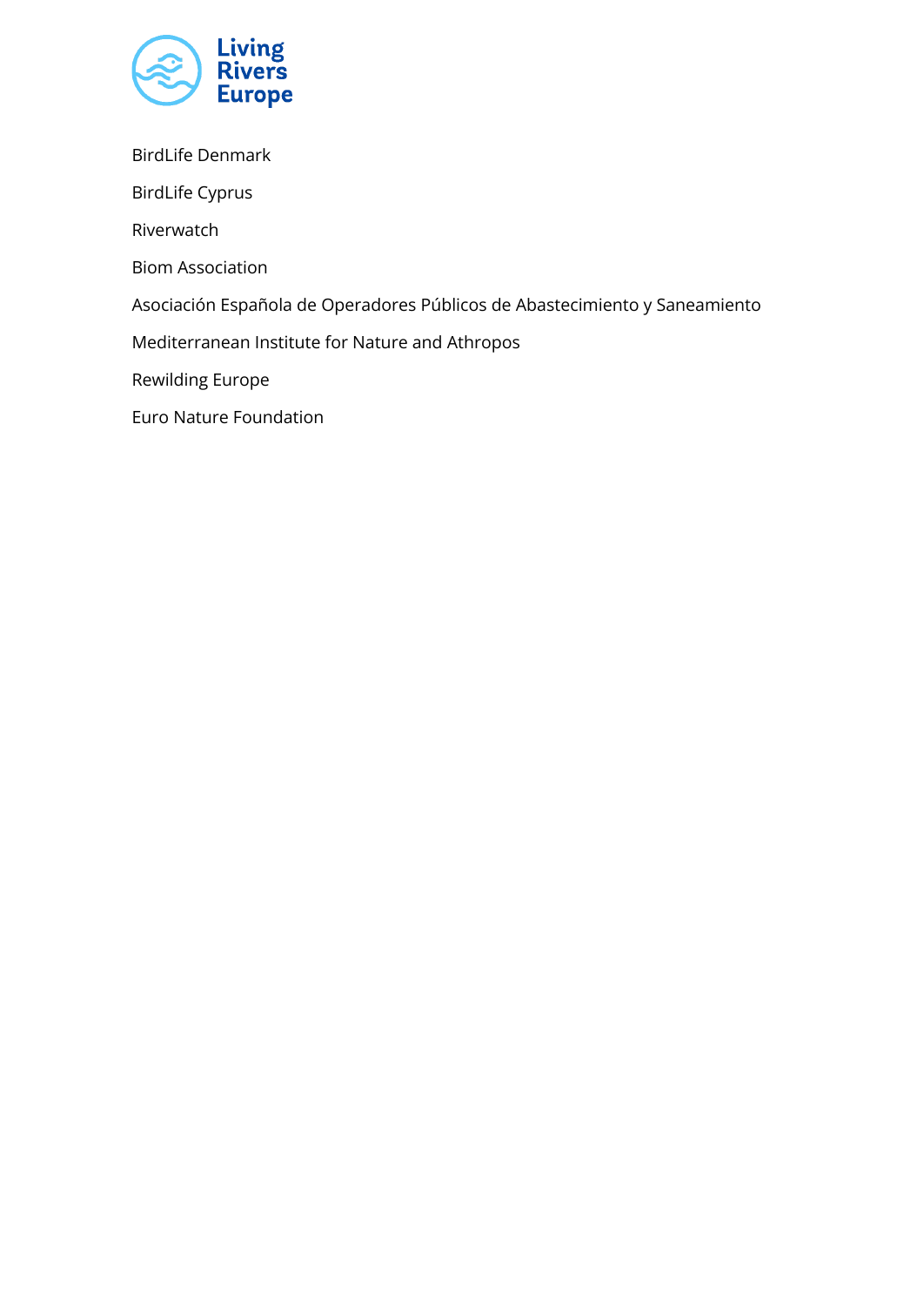BirdLife Denmark

BirdLife Cyprus

Riverwatch

Biom Association

Asociación Española de Operadores Públicos de Abastecimiento y Saneamiento

Mediterranean Institute for Nature and Athropos

Rewilding Europe

Euro Nature Foundation